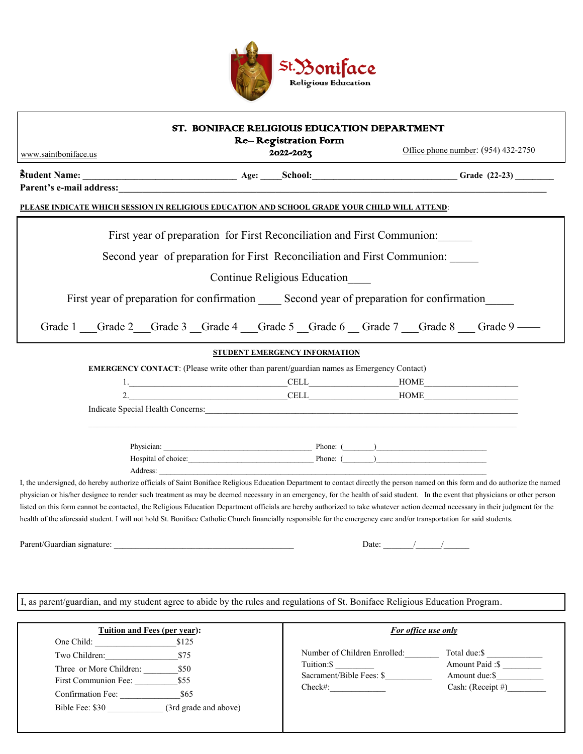St. Boniface Religious Education

# ST. BONIFACE RELIGIOUS EDUCATION DEPARTMENT

## Re– Registration Form

**2022-2023**

www.saintboniface.us

Office phone number: (954) 432-2750

**Student Name:** ________________________________ **Age:** _____ **School:** ________________________________ **Grade (22-23)** ________

**Parent's e-mail address:** ________________________________________________________________

**PLEASE INDICATE WHICH SESSION IN RELIGIOUS EDUCATION AND SCHOOL GRADE YOUR CHILD WILL ATTEND:**

First year of preparation for First Reconciliation and First Communion: ______

Second year of preparation for First Reconciliation and First Communion: _____

Continue Religious Education ____

First year of preparation for confirmation ____ Second year of preparation for confirmation _____

Grade 1 ___ Grade 2 ___ Grade 3 __ Grade 4 ___ Grade 5 __ Grade 6 __ Grade 7 ___ Grade 8 ___ Grade 9 ___

**STUDENT EMERGENCY INFORMATION**

**EMERGENCY CONTACT**: (Please write other than parent/guardian names as Emergency Contact)

1. ________________________________ CELL __________________ HOME ____________________
2. ________________________________ CELL __________________ HOME ____________________

Indicate Special Health Concerns: ____________________________________________________________

______________________________________________________________________________________

Physician: ________________________________ Phone: (_______)_________________________

Hospital of choice: __________________________ Phone: (_______)_________________________

Address: ______________________________________________________________________________

I, the undersigned, do hereby authorize officials of Saint Boniface Religious Education Department to contact directly the person named on this form and do authorize the named physician or his/her designee to render such treatment as may be deemed necessary in an emergency, for the health of said student. In the event that physicians or other person listed on this form cannot be contacted, the Religious Education Department officials are hereby authorized to take whatever action deemed necessary in their judgment for the health of the aforesaid student. I will not hold St. Boniface Catholic Church financially responsible for the emergency care and/or transportation for said students.

Parent/Guardian signature: ________________________________________ Date: _______/______/______

I, as parent/guardian, and my student agree to abide by the rules and regulations of St. Boniface Religious Education Program.

**Tuition and Fees (per year):**

- One Child: __________________ $125
- Two Children: ________________ $75
- Three or More Children: ________ $50
- First Communion Fee: __________ $55
- Confirmation Fee: _____________ $65
- Bible Fee: $30 _____________ (3rd grade and above)

***For office use only***

Number of Children Enrolled: ________ Total due: $ ____________

Tuition: $ _________ Amount Paid : $ _________

Sacrament/Bible Fees: $ __________ Amount due: $ __________

Check#: _____________ Cash: (Receipt #) _________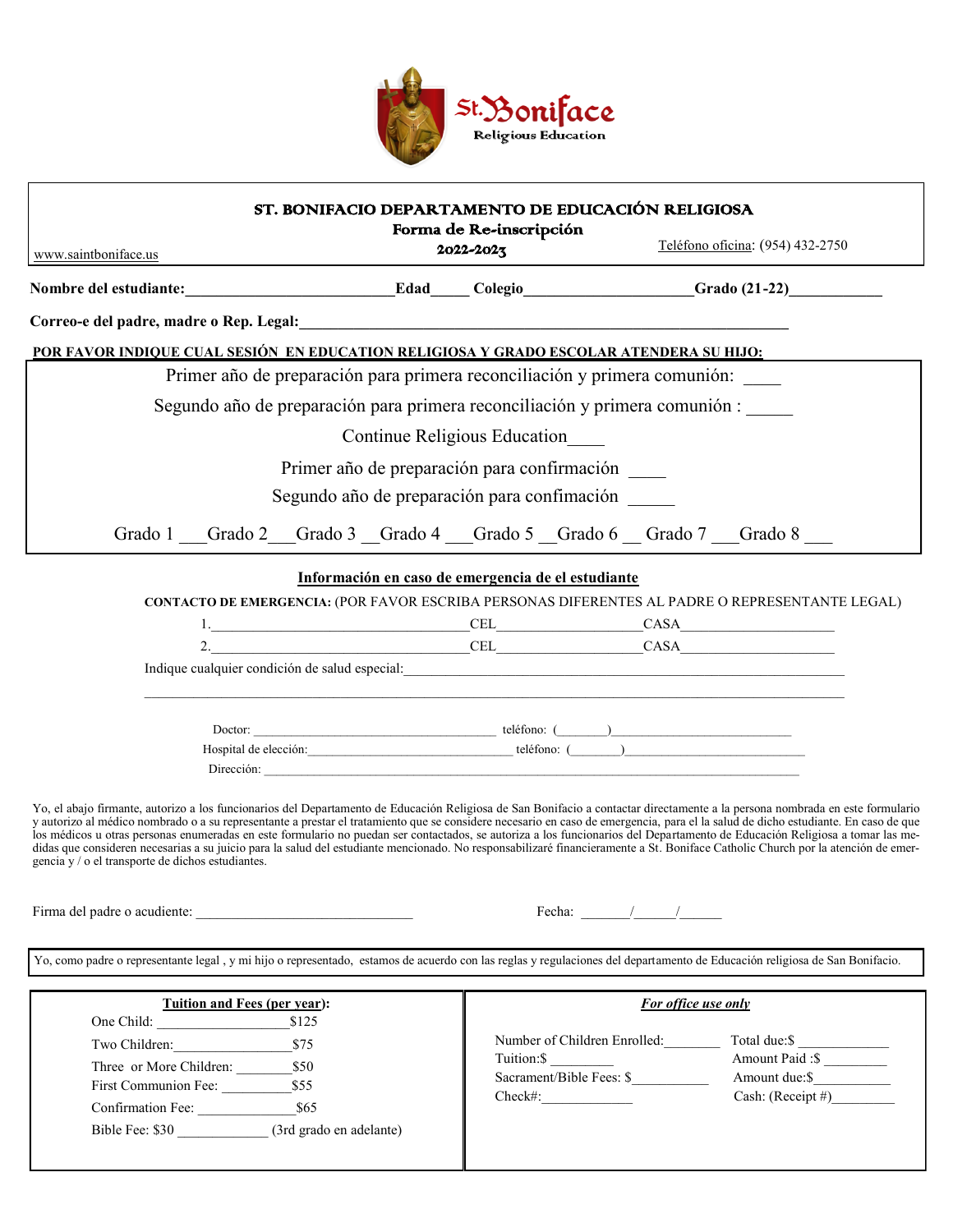St. Boniface
Religious Education

## ST. BONIFACIO DEPARTAMENTO DE EDUCACIÓN RELIGIOSA

**Forma de Re-inscripción**

**2022-2023**

www.saintboniface.us

Teléfono oficina: (954) 432-2750

**Nombre del estudiante:**__________________________ **Edad**_____ **Colegio**_____________________ **Grado (21-22)**____________

**Correo-e del padre, madre o Rep. Legal:**_____________________________________________________________

**POR FAVOR INDIQUE CUAL SESIÓN EN EDUCATION RELIGIOSA Y GRADO ESCOLAR ATENDERA SU HIJO:**

Primer año de preparación para primera reconciliación y primera comunión: ____

Segundo año de preparación para primera reconciliación y primera comunión : _____

Continue Religious Education____

Primer año de preparación para confirmación ____

Segundo año de preparación para confimación _____

Grado 1 ___Grado 2___Grado 3 __Grado 4 ___Grado 5 __Grado 6 __ Grado 7 ___Grado 8 ___

### Información en caso de emergencia de el estudiante

**CONTACTO DE EMERGENCIA:** (POR FAVOR ESCRIBA PERSONAS DIFERENTES AL PADRE O REPRESENTANTE LEGAL)

1.____________________________________CEL___________________CASA_____________________

2.____________________________________CEL___________________CASA_____________________

Indique cualquier condición de salud especial:_______________________________________________________________

_____________________________________________________________________________________________________

Doctor: _____________________________________ teléfono: (_______)___________________________

Hospital de elección:_______________________________ teléfono: (_______)___________________________

Dirección: _____________________________________________________________________________________

Yo, el abajo firmante, autorizo a los funcionarios del Departamento de Educación Religiosa de San Bonifacio a contactar directamente a la persona nombrada en este formulario y autorizo al médico nombrado o a su representante a prestar el tratamiento que se considere necesario en caso de emergencia, para el la salud de dicho estudiante. En caso de que los médicos u otras personas enumeradas en este formulario no puedan ser contactados, se autoriza a los funcionarios del Departamento de Educación Religiosa a tomar las medidas que consideren necesarias a su juicio para la salud del estudiante mencionado. No responsabilizaré financieramente a St. Boniface Catholic Church por la atención de emergencia y / o el transporte de dichos estudiantes.

Firma del padre o acudiente: ______________________________ Fecha: ______/_____/______

Yo, como padre o representante legal , y mi hijo o representado, estamos de acuerdo con las reglas y regulaciones del departamento de Educación religiosa de San Bonifacio.

**Tuition and Fees (per year):**

One Child: __________________$125

Two Children:_________________$75

Three or More Children: ________$50

First Communion Fee: __________$55

Confirmation Fee: _____________$65

Bible Fee: $30 _____________ (3rd grado en adelante)

***For office use only***

Number of Children Enrolled:________ Total due:$ ____________

Tuition:$ _________ Amount Paid :$ ________

Sacrament/Bible Fees: $__________ Amount due:$__________

Check#:_____________ Cash: (Receipt #)________